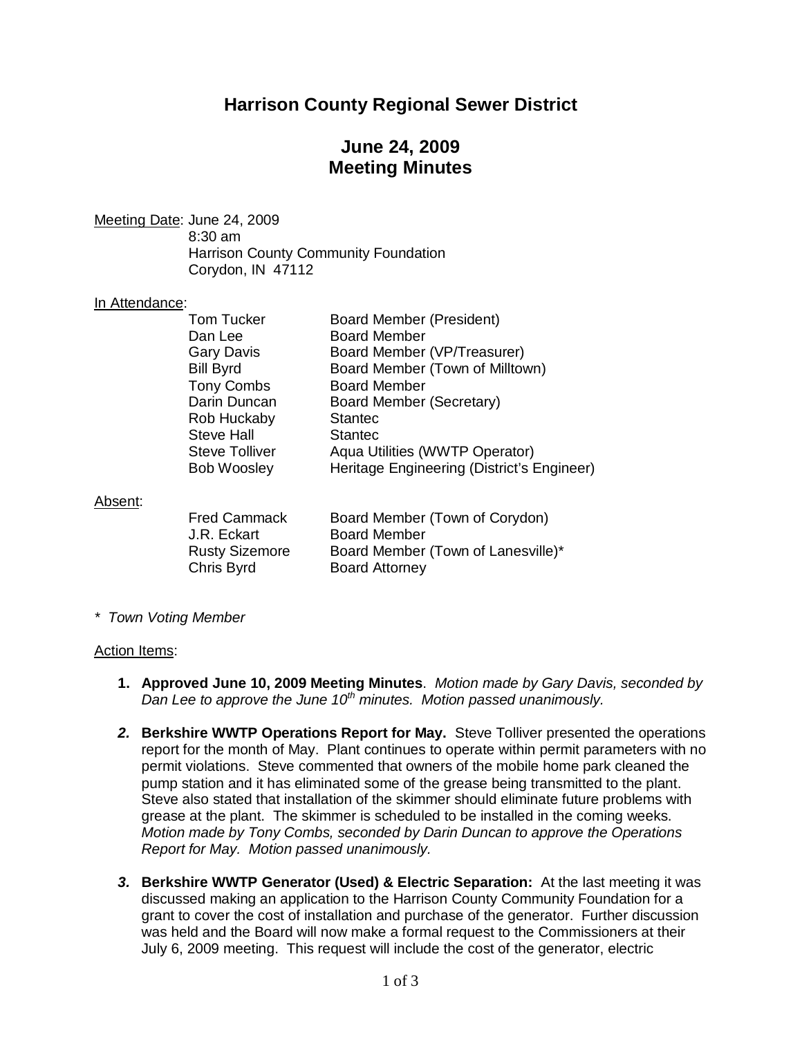# Harrison County Regional Sewer District

## June 24, 2009
## Meeting Minutes

Meeting Date: June 24, 2009
8:30 am
Harrison County Community Foundation
Corydon, IN 47112

In Attendance:

| | |
|---|---|
| Tom Tucker | Board Member (President) |
| Dan Lee | Board Member |
| Gary Davis | Board Member (VP/Treasurer) |
| Bill Byrd | Board Member (Town of Milltown) |
| Tony Combs | Board Member |
| Darin Duncan | Board Member (Secretary) |
| Rob Huckaby | Stantec |
| Steve Hall | Stantec |
| Steve Tolliver | Aqua Utilities (WWTP Operator) |
| Bob Woosley | Heritage Engineering (District's Engineer) |

Absent:

| | |
|---|---|
| Fred Cammack | Board Member (Town of Corydon) |
| J.R. Eckart | Board Member |
| Rusty Sizemore | Board Member (Town of Lanesville)* |
| Chris Byrd | Board Attorney |

*\* Town Voting Member*

Action Items:

1. **Approved June 10, 2009 Meeting Minutes**. *Motion made by Gary Davis, seconded by Dan Lee to approve the June 10th minutes. Motion passed unanimously.*

2. **Berkshire WWTP Operations Report for May.** Steve Tolliver presented the operations report for the month of May. Plant continues to operate within permit parameters with no permit violations. Steve commented that owners of the mobile home park cleaned the pump station and it has eliminated some of the grease being transmitted to the plant. Steve also stated that installation of the skimmer should eliminate future problems with grease at the plant. The skimmer is scheduled to be installed in the coming weeks. *Motion made by Tony Combs, seconded by Darin Duncan to approve the Operations Report for May. Motion passed unanimously.*

3. **Berkshire WWTP Generator (Used) & Electric Separation:** At the last meeting it was discussed making an application to the Harrison County Community Foundation for a grant to cover the cost of installation and purchase of the generator. Further discussion was held and the Board will now make a formal request to the Commissioners at their July 6, 2009 meeting. This request will include the cost of the generator, electric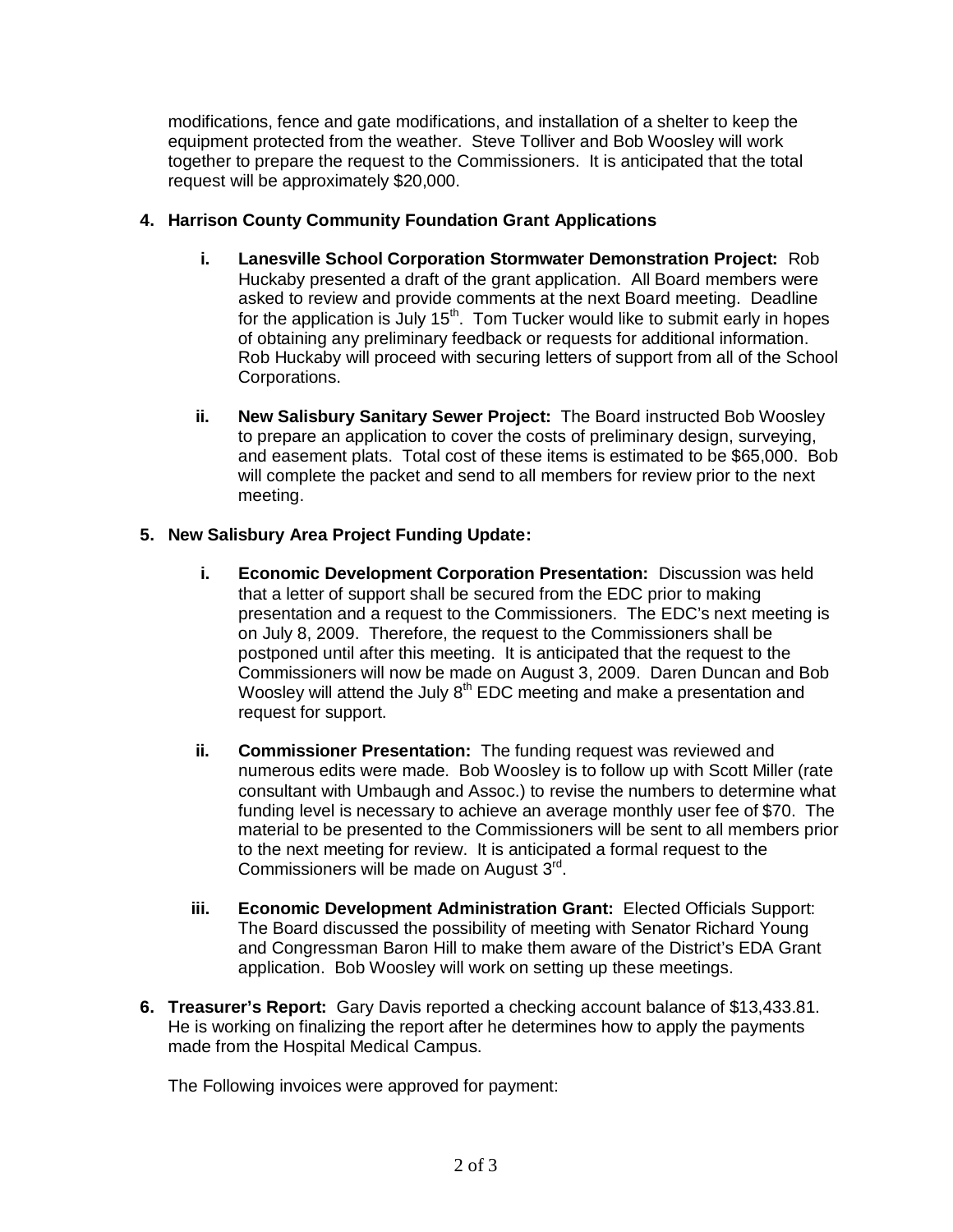modifications, fence and gate modifications, and installation of a shelter to keep the equipment protected from the weather. Steve Tolliver and Bob Woosley will work together to prepare the request to the Commissioners. It is anticipated that the total request will be approximately $20,000.

**4. Harrison County Community Foundation Grant Applications**

- **i. Lanesville School Corporation Stormwater Demonstration Project:** Rob Huckaby presented a draft of the grant application. All Board members were asked to review and provide comments at the next Board meeting. Deadline for the application is July 15th. Tom Tucker would like to submit early in hopes of obtaining any preliminary feedback or requests for additional information. Rob Huckaby will proceed with securing letters of support from all of the School Corporations.

- **ii. New Salisbury Sanitary Sewer Project:** The Board instructed Bob Woosley to prepare an application to cover the costs of preliminary design, surveying, and easement plats. Total cost of these items is estimated to be $65,000. Bob will complete the packet and send to all members for review prior to the next meeting.

**5. New Salisbury Area Project Funding Update:**

- **i. Economic Development Corporation Presentation:** Discussion was held that a letter of support shall be secured from the EDC prior to making presentation and a request to the Commissioners. The EDC's next meeting is on July 8, 2009. Therefore, the request to the Commissioners shall be postponed until after this meeting. It is anticipated that the request to the Commissioners will now be made on August 3, 2009. Daren Duncan and Bob Woosley will attend the July 8th EDC meeting and make a presentation and request for support.

- **ii. Commissioner Presentation:** The funding request was reviewed and numerous edits were made. Bob Woosley is to follow up with Scott Miller (rate consultant with Umbaugh and Assoc.) to revise the numbers to determine what funding level is necessary to achieve an average monthly user fee of $70. The material to be presented to the Commissioners will be sent to all members prior to the next meeting for review. It is anticipated a formal request to the Commissioners will be made on August 3rd.

- **iii. Economic Development Administration Grant:** Elected Officials Support: The Board discussed the possibility of meeting with Senator Richard Young and Congressman Baron Hill to make them aware of the District's EDA Grant application. Bob Woosley will work on setting up these meetings.

**6. Treasurer's Report:** Gary Davis reported a checking account balance of $13,433.81. He is working on finalizing the report after he determines how to apply the payments made from the Hospital Medical Campus.

The Following invoices were approved for payment: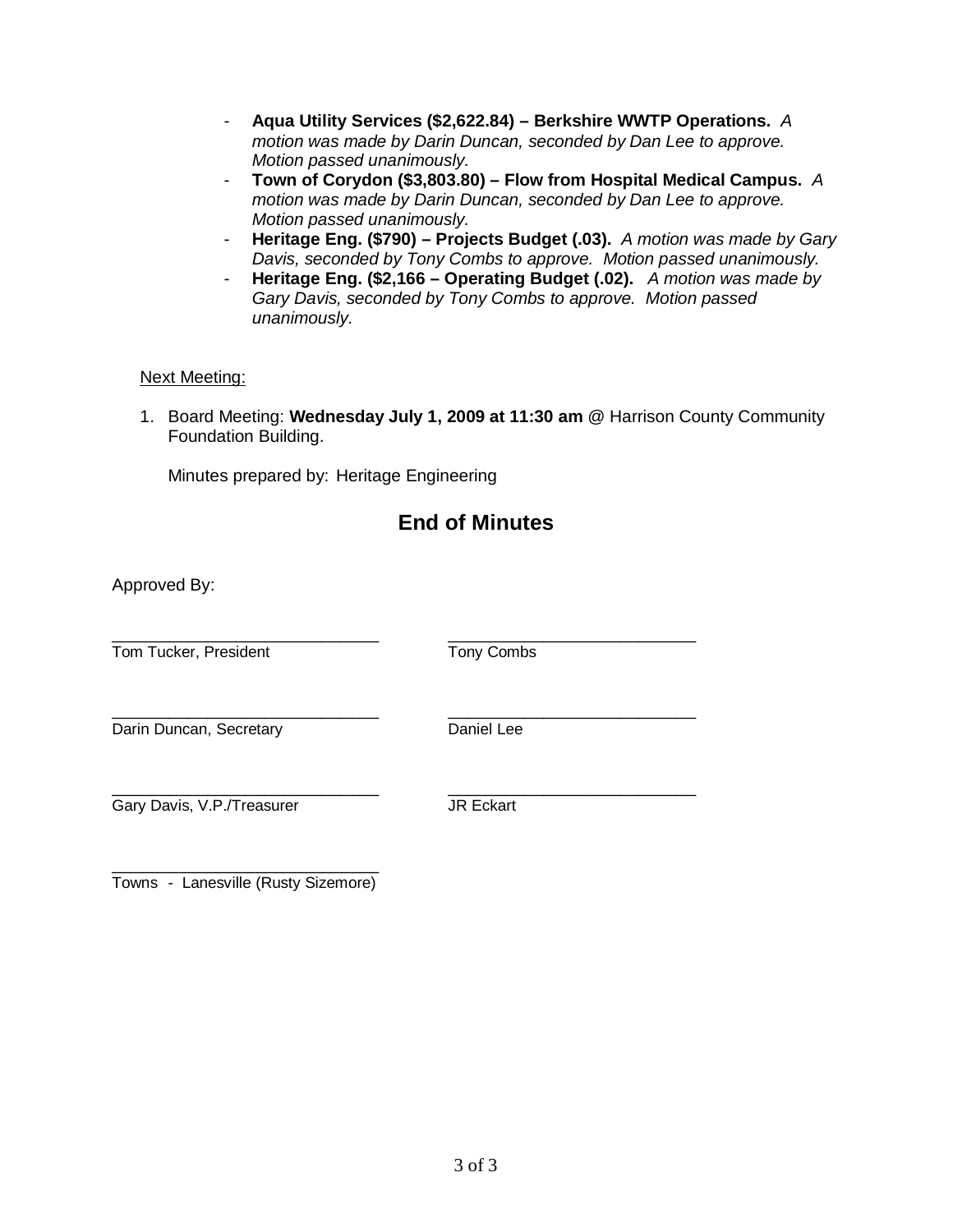- **Aqua Utility Services ($2,622.84) – Berkshire WWTP Operations.** *A motion was made by Darin Duncan, seconded by Dan Lee to approve. Motion passed unanimously.*
- **Town of Corydon ($3,803.80) – Flow from Hospital Medical Campus.** *A motion was made by Darin Duncan, seconded by Dan Lee to approve. Motion passed unanimously.*
- **Heritage Eng. ($790) – Projects Budget (.03).** *A motion was made by Gary Davis, seconded by Tony Combs to approve. Motion passed unanimously.*
- **Heritage Eng. ($2,166 – Operating Budget (.02).** *A motion was made by Gary Davis, seconded by Tony Combs to approve. Motion passed unanimously.*

<u>Next Meeting:</u>

1. Board Meeting: **Wednesday July 1, 2009 at 11:30 am** @ Harrison County Community Foundation Building.

   Minutes prepared by: Heritage Engineering

## End of Minutes

Approved By:

_____________________________ Tom Tucker, President

_____________________________ Tony Combs

_____________________________ Darin Duncan, Secretary

_____________________________ Daniel Lee

_____________________________ Gary Davis, V.P./Treasurer

_____________________________ JR Eckart

_____________________________ Towns - Lanesville (Rusty Sizemore)